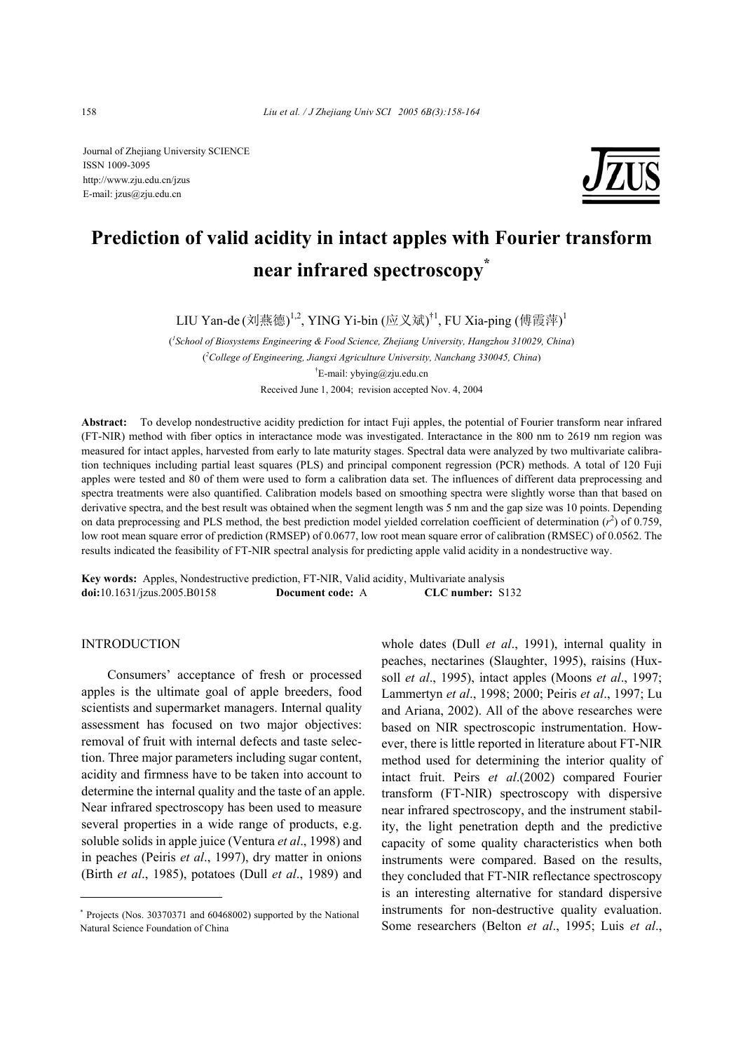Journal of Zhejiang University SCIENCE
ISSN 1009-3095
http://www.zju.edu.cn/jzus
E-mail: jzus@zju.edu.cn

# Prediction of valid acidity in intact apples with Fourier transform near infrared spectroscopy*

LIU Yan-de (刘燕德)[1,2], YING Yi-bin (应义斌)[†1], FU Xia-ping (傅霞萍)[1]

([1]School of Biosystems Engineering & Food Science, Zhejiang University, Hangzhou 310029, China)
([2]College of Engineering, Jiangxi Agriculture University, Nanchang 330045, China)
[†]E-mail: ybying@zju.edu.cn
Received June 1, 2004; revision accepted Nov. 4, 2004

**Abstract:** To develop nondestructive acidity prediction for intact Fuji apples, the potential of Fourier transform near infrared (FT-NIR) method with fiber optics in interactance mode was investigated. Interactance in the 800 nm to 2619 nm region was measured for intact apples, harvested from early to late maturity stages. Spectral data were analyzed by two multivariate calibration techniques including partial least squares (PLS) and principal component regression (PCR) methods. A total of 120 Fuji apples were tested and 80 of them were used to form a calibration data set. The influences of different data preprocessing and spectra treatments were also quantified. Calibration models based on smoothing spectra were slightly worse than that based on derivative spectra, and the best result was obtained when the segment length was 5 nm and the gap size was 10 points. Depending on data preprocessing and PLS method, the best prediction model yielded correlation coefficient of determination ($r^2$) of 0.759, low root mean square error of prediction (RMSEP) of 0.0677, low root mean square error of calibration (RMSEC) of 0.0562. The results indicated the feasibility of FT-NIR spectral analysis for predicting apple valid acidity in a nondestructive way.

**Key words:** Apples, Nondestructive prediction, FT-NIR, Valid acidity, Multivariate analysis
**doi:**10.1631/jzus.2005.B0158 **Document code:** A **CLC number:** S132

## INTRODUCTION

Consumers' acceptance of fresh or processed apples is the ultimate goal of apple breeders, food scientists and supermarket managers. Internal quality assessment has focused on two major objectives: removal of fruit with internal defects and taste selection. Three major parameters including sugar content, acidity and firmness have to be taken into account to determine the internal quality and the taste of an apple. Near infrared spectroscopy has been used to measure several properties in a wide range of products, e.g. soluble solids in apple juice (Ventura *et al*., 1998) and in peaches (Peiris *et al*., 1997), dry matter in onions (Birth *et al*., 1985), potatoes (Dull *et al*., 1989) and whole dates (Dull *et al*., 1991), internal quality in peaches, nectarines (Slaughter, 1995), raisins (Huxsoll *et al*., 1995), intact apples (Moons *et al*., 1997; Lammertyn *et al*., 1998; 2000; Peiris *et al*., 1997; Lu and Ariana, 2002). All of the above researches were based on NIR spectroscopic instrumentation. However, there is little reported in literature about FT-NIR method used for determining the interior quality of intact fruit. Peirs *et al*.(2002) compared Fourier transform (FT-NIR) spectroscopy with dispersive near infrared spectroscopy, and the instrument stability, the light penetration depth and the predictive capacity of some quality characteristics when both instruments were compared. Based on the results, they concluded that FT-NIR reflectance spectroscopy is an interesting alternative for standard dispersive instruments for non-destructive quality evaluation. Some researchers (Belton *et al*., 1995; Luis *et al*.,

---

* Projects (Nos. 30370371 and 60468002) supported by the National Natural Science Foundation of China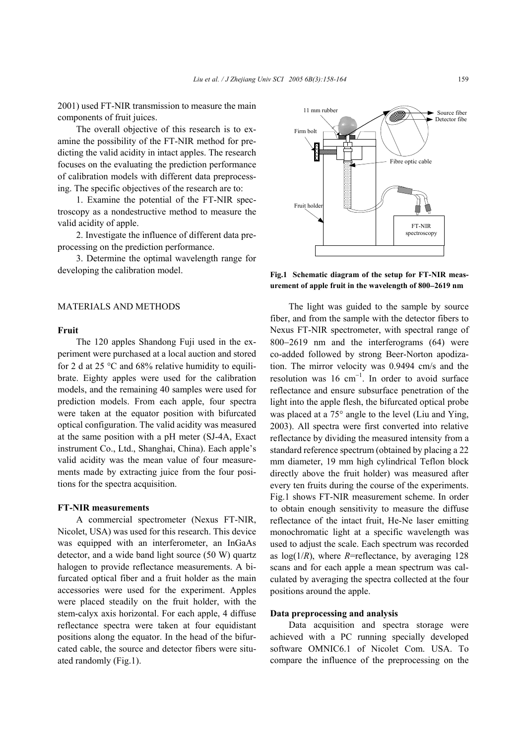2001) used FT-NIR transmission to measure the main components of fruit juices.

The overall objective of this research is to examine the possibility of the FT-NIR method for predicting the valid acidity in intact apples. The research focuses on the evaluating the prediction performance of calibration models with different data preprocessing. The specific objectives of the research are to:

1. Examine the potential of the FT-NIR spectroscopy as a nondestructive method to measure the valid acidity of apple.

2. Investigate the influence of different data preprocessing on the prediction performance.

3. Determine the optimal wavelength range for developing the calibration model.

## MATERIALS AND METHODS

### Fruit

The 120 apples Shandong Fuji used in the experiment were purchased at a local auction and stored for 2 d at 25 °C and 68% relative humidity to equilibrate. Eighty apples were used for the calibration models, and the remaining 40 samples were used for prediction models. From each apple, four spectra were taken at the equator position with bifurcated optical configuration. The valid acidity was measured at the same position with a pH meter (SJ-4A, Exact instrument Co., Ltd., Shanghai, China). Each apple's valid acidity was the mean value of four measurements made by extracting juice from the four positions for the spectra acquisition.

### FT-NIR measurements

A commercial spectrometer (Nexus FT-NIR, Nicolet, USA) was used for this research. This device was equipped with an interferometer, an InGaAs detector, and a wide band light source (50 W) quartz halogen to provide reflectance measurements. A bifurcated optical fiber and a fruit holder as the main accessories were used for the experiment. Apples were placed steadily on the fruit holder, with the stem-calyx axis horizontal. For each apple, 4 diffuse reflectance spectra were taken at four equidistant positions along the equator. In the head of the bifurcated cable, the source and detector fibers were situated randomly (Fig.1).

**Fig.1 Schematic diagram of the setup for FT-NIR measurement of apple fruit in the wavelength of 800–2619 nm**

The light was guided to the sample by source fiber, and from the sample with the detector fibers to Nexus FT-NIR spectrometer, with spectral range of 800–2619 nm and the interferograms (64) were co-added followed by strong Beer-Norton apodization. The mirror velocity was 0.9494 cm/s and the resolution was 16 $cm^{-1}$. In order to avoid surface reflectance and ensure subsurface penetration of the light into the apple flesh, the bifurcated optical probe was placed at a 75° angle to the level (Liu and Ying, 2003). All spectra were first converted into relative reflectance by dividing the measured intensity from a standard reference spectrum (obtained by placing a 22 mm diameter, 19 mm high cylindrical Teflon block directly above the fruit holder) was measured after every ten fruits during the course of the experiments. Fig.1 shows FT-NIR measurement scheme. In order to obtain enough sensitivity to measure the diffuse reflectance of the intact fruit, He-Ne laser emitting monochromatic light at a specific wavelength was used to adjust the scale. Each spectrum was recorded as $\log(1/R)$, where $R$=reflectance, by averaging 128 scans and for each apple a mean spectrum was calculated by averaging the spectra collected at the four positions around the apple.

### Data preprocessing and analysis

Data acquisition and spectra storage were achieved with a PC running specially developed software OMNIC6.1 of Nicolet Com. USA. To compare the influence of the preprocessing on the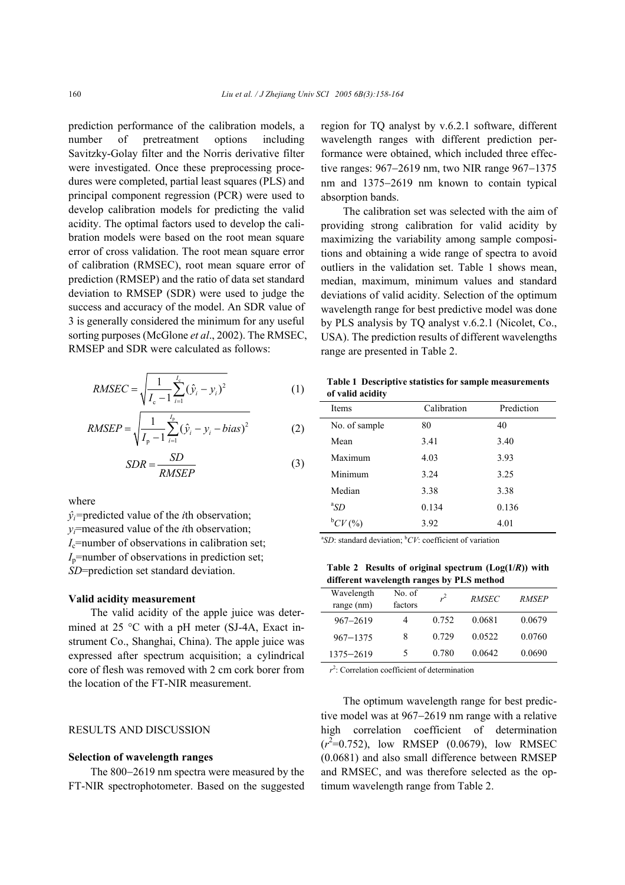prediction performance of the calibration models, a number of pretreatment options including Savitzky-Golay filter and the Norris derivative filter were investigated. Once these preprocessing procedures were completed, partial least squares (PLS) and principal component regression (PCR) were used to develop calibration models for predicting the valid acidity. The optimal factors used to develop the calibration models were based on the root mean square error of cross validation. The root mean square error of calibration (RMSEC), root mean square error of prediction (RMSEP) and the ratio of data set standard deviation to RMSEP (SDR) were used to judge the success and accuracy of the model. An SDR value of 3 is generally considered the minimum for any useful sorting purposes (McGlone *et al*., 2002). The RMSEC, RMSEP and SDR were calculated as follows:

$$RMSEC = \sqrt{\frac{1}{I_c - 1}\sum_{i=1}^{I_c}(\hat{y}_i - y_i)^2} \tag{1}$$

$$RMSEP = \sqrt{\frac{1}{I_p - 1}\sum_{i=1}^{I_p}(\hat{y}_i - y_i - bias)^2} \tag{2}$$

$$SDR = \frac{SD}{RMSEP} \tag{3}$$

where

$\hat{y}_i$=predicted value of the $i$th observation;
$y_i$=measured value of the $i$th observation;
$I_c$=number of observations in calibration set;
$I_p$=number of observations in prediction set;
$SD$=prediction set standard deviation.

**Valid acidity measurement**

The valid acidity of the apple juice was determined at 25 °C with a pH meter (SJ-4A, Exact instrument Co., Shanghai, China). The apple juice was expressed after spectrum acquisition; a cylindrical core of flesh was removed with 2 cm cork borer from the location of the FT-NIR measurement.

## RESULTS AND DISCUSSION

**Selection of wavelength ranges**

The 800−2619 nm spectra were measured by the FT-NIR spectrophotometer. Based on the suggested region for TQ analyst by v.6.2.1 software, different wavelength ranges with different prediction performance were obtained, which included three effective ranges: 967−2619 nm, two NIR range 967−1375 nm and 1375−2619 nm known to contain typical absorption bands.

The calibration set was selected with the aim of providing strong calibration for valid acidity by maximizing the variability among sample compositions and obtaining a wide range of spectra to avoid outliers in the validation set. Table 1 shows mean, median, maximum, minimum values and standard deviations of valid acidity. Selection of the optimum wavelength range for best predictive model was done by PLS analysis by TQ analyst v.6.2.1 (Nicolet, Co., USA). The prediction results of different wavelengths range are presented in Table 2.

**Table 1 Descriptive statistics for sample measurements of valid acidity**

| Items | Calibration | Prediction |
|---|---|---|
| No. of sample | 80 | 40 |
| Mean | 3.41 | 3.40 |
| Maximum | 4.03 | 3.93 |
| Minimum | 3.24 | 3.25 |
| Median | 3.38 | 3.38 |
| [a]*SD* | 0.134 | 0.136 |
| [b]*CV* (%) | 3.92 | 4.01 |

[a]*SD*: standard deviation; [b]*CV*: coefficient of variation

**Table 2 Results of original spectrum (Log(1/*R*)) with different wavelength ranges by PLS method**

| Wavelength range (nm) | No. of factors | $r^2$ | *RMSEC* | *RMSEP* |
|---|---|---|---|---|
| 967−2619 | 4 | 0.752 | 0.0681 | 0.0679 |
| 967−1375 | 8 | 0.729 | 0.0522 | 0.0760 |
| 1375−2619 | 5 | 0.780 | 0.0642 | 0.0690 |

$r^2$: Correlation coefficient of determination

The optimum wavelength range for best predictive model was at 967−2619 nm range with a relative high correlation coefficient of determination ($r^2$=0.752), low RMSEP (0.0679), low RMSEC (0.0681) and also small difference between RMSEP and RMSEC, and was therefore selected as the optimum wavelength range from Table 2.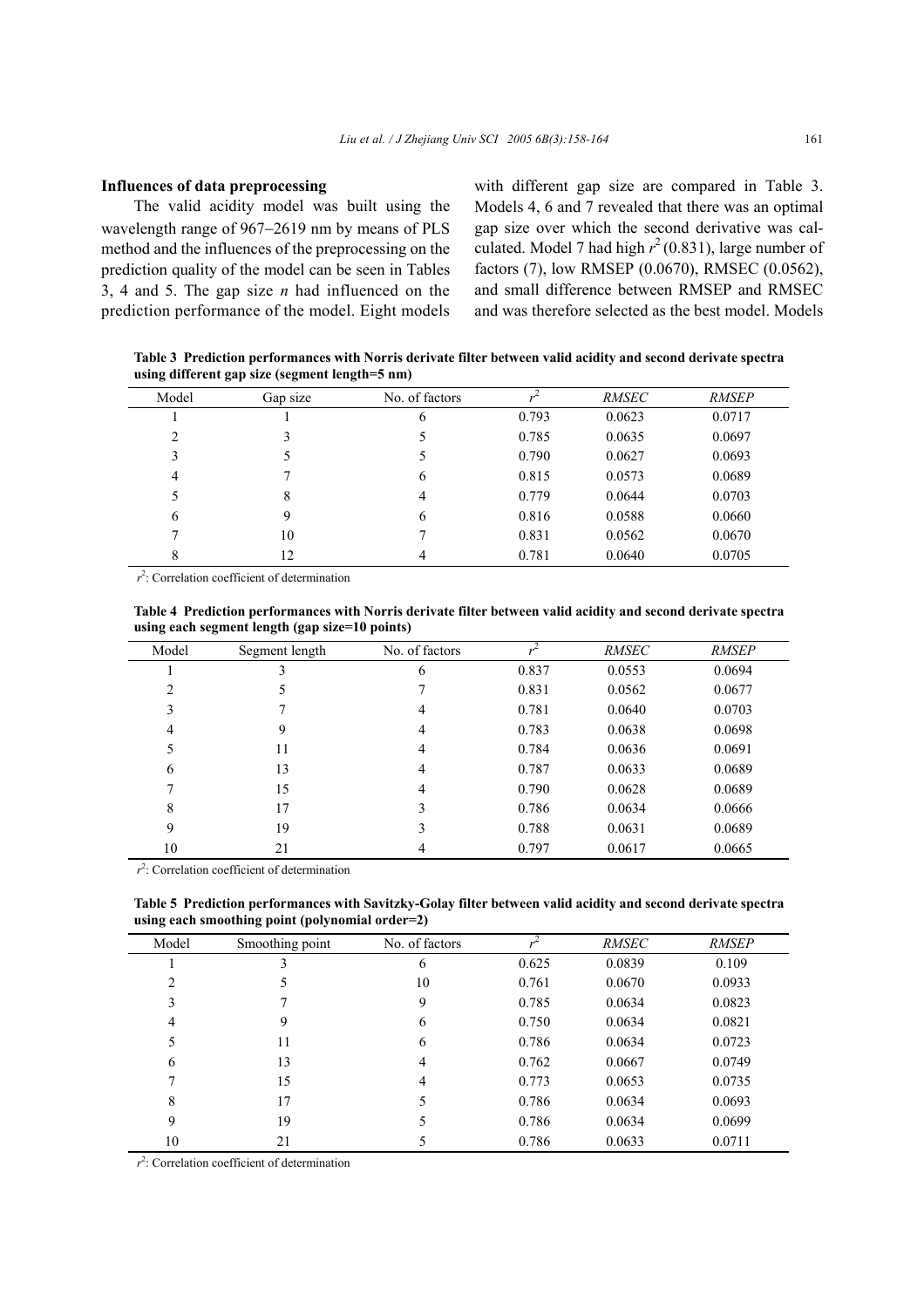**Influences of data preprocessing**

The valid acidity model was built using the wavelength range of 967–2619 nm by means of PLS method and the influences of the preprocessing on the prediction quality of the model can be seen in Tables 3, 4 and 5. The gap size *n* had influenced on the prediction performance of the model. Eight models with different gap size are compared in Table 3. Models 4, 6 and 7 revealed that there was an optimal gap size over which the second derivative was calculated. Model 7 had high $r^2$ (0.831), large number of factors (7), low RMSEP (0.0670), RMSEC (0.0562), and small difference between RMSEP and RMSEC and was therefore selected as the best model. Models

**Table 3 Prediction performances with Norris derivate filter between valid acidity and second derivate spectra using different gap size (segment length=5 nm)**

| Model | Gap size | No. of factors | $r^2$ | *RMSEC* | *RMSEP* |
|---|---|---|---|---|---|
| 1 | 1 | 6 | 0.793 | 0.0623 | 0.0717 |
| 2 | 3 | 5 | 0.785 | 0.0635 | 0.0697 |
| 3 | 5 | 5 | 0.790 | 0.0627 | 0.0693 |
| 4 | 7 | 6 | 0.815 | 0.0573 | 0.0689 |
| 5 | 8 | 4 | 0.779 | 0.0644 | 0.0703 |
| 6 | 9 | 6 | 0.816 | 0.0588 | 0.0660 |
| 7 | 10 | 7 | 0.831 | 0.0562 | 0.0670 |
| 8 | 12 | 4 | 0.781 | 0.0640 | 0.0705 |

$r^2$: Correlation coefficient of determination

**Table 4 Prediction performances with Norris derivate filter between valid acidity and second derivate spectra using each segment length (gap size=10 points)**

| Model | Segment length | No. of factors | $r^2$ | *RMSEC* | *RMSEP* |
|---|---|---|---|---|---|
| 1 | 3 | 6 | 0.837 | 0.0553 | 0.0694 |
| 2 | 5 | 7 | 0.831 | 0.0562 | 0.0677 |
| 3 | 7 | 4 | 0.781 | 0.0640 | 0.0703 |
| 4 | 9 | 4 | 0.783 | 0.0638 | 0.0698 |
| 5 | 11 | 4 | 0.784 | 0.0636 | 0.0691 |
| 6 | 13 | 4 | 0.787 | 0.0633 | 0.0689 |
| 7 | 15 | 4 | 0.790 | 0.0628 | 0.0689 |
| 8 | 17 | 3 | 0.786 | 0.0634 | 0.0666 |
| 9 | 19 | 3 | 0.788 | 0.0631 | 0.0689 |
| 10 | 21 | 4 | 0.797 | 0.0617 | 0.0665 |

$r^2$: Correlation coefficient of determination

**Table 5 Prediction performances with Savitzky-Golay filter between valid acidity and second derivate spectra using each smoothing point (polynomial order=2)**

| Model | Smoothing point | No. of factors | $r^2$ | *RMSEC* | *RMSEP* |
|---|---|---|---|---|---|
| 1 | 3 | 6 | 0.625 | 0.0839 | 0.109 |
| 2 | 5 | 10 | 0.761 | 0.0670 | 0.0933 |
| 3 | 7 | 9 | 0.785 | 0.0634 | 0.0823 |
| 4 | 9 | 6 | 0.750 | 0.0634 | 0.0821 |
| 5 | 11 | 6 | 0.786 | 0.0634 | 0.0723 |
| 6 | 13 | 4 | 0.762 | 0.0667 | 0.0749 |
| 7 | 15 | 4 | 0.773 | 0.0653 | 0.0735 |
| 8 | 17 | 5 | 0.786 | 0.0634 | 0.0693 |
| 9 | 19 | 5 | 0.786 | 0.0634 | 0.0699 |
| 10 | 21 | 5 | 0.786 | 0.0633 | 0.0711 |

$r^2$: Correlation coefficient of determination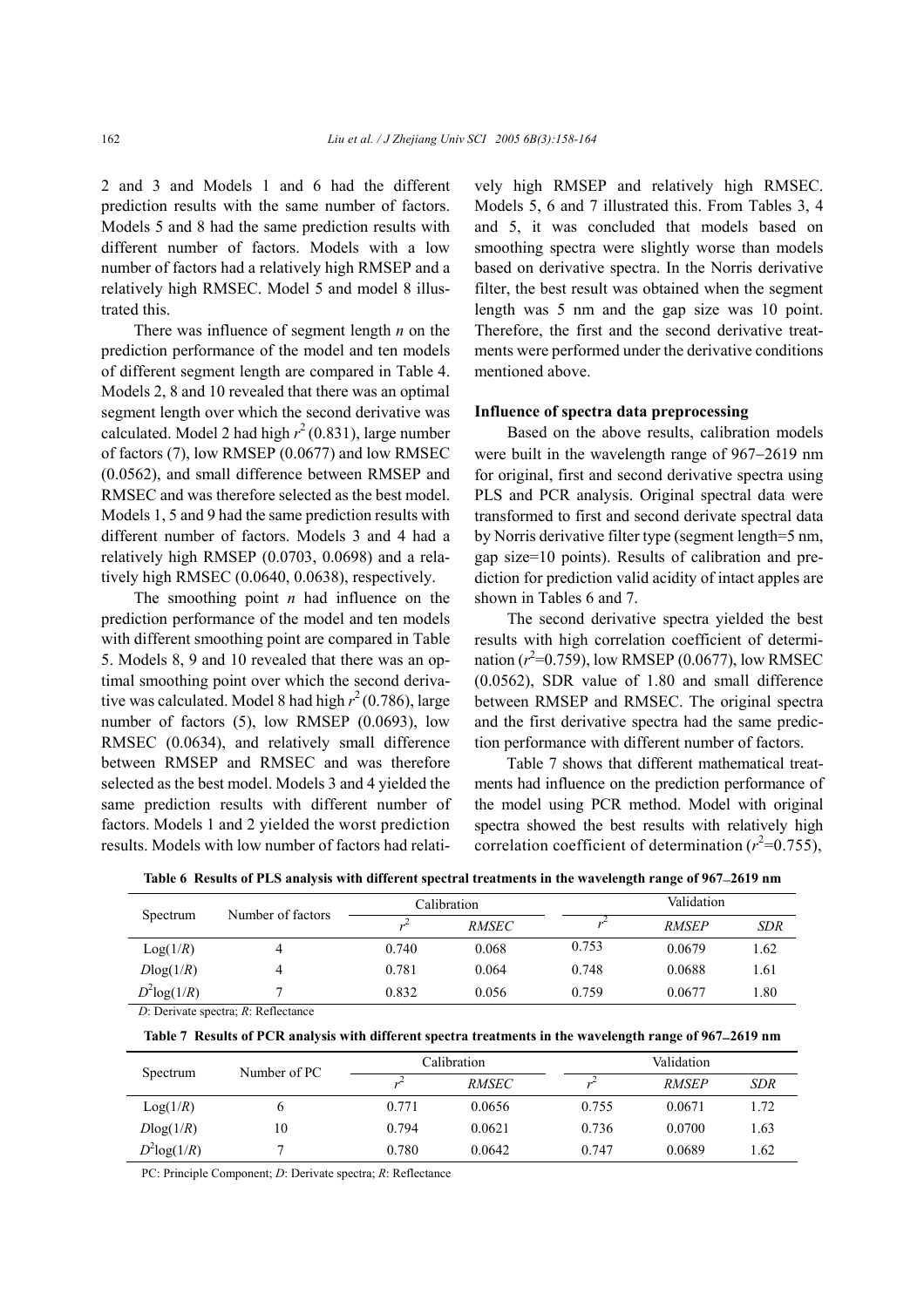2 and 3 and Models 1 and 6 had the different prediction results with the same number of factors. Models 5 and 8 had the same prediction results with different number of factors. Models with a low number of factors had a relatively high RMSEP and a relatively high RMSEC. Model 5 and model 8 illustrated this.

There was influence of segment length $n$ on the prediction performance of the model and ten models of different segment length are compared in Table 4. Models 2, 8 and 10 revealed that there was an optimal segment length over which the second derivative was calculated. Model 2 had high $r^2$ (0.831), large number of factors (7), low RMSEP (0.0677) and low RMSEC (0.0562), and small difference between RMSEP and RMSEC and was therefore selected as the best model. Models 1, 5 and 9 had the same prediction results with different number of factors. Models 3 and 4 had a relatively high RMSEP (0.0703, 0.0698) and a relatively high RMSEC (0.0640, 0.0638), respectively.

The smoothing point $n$ had influence on the prediction performance of the model and ten models with different smoothing point are compared in Table 5. Models 8, 9 and 10 revealed that there was an optimal smoothing point over which the second derivative was calculated. Model 8 had high $r^2$ (0.786), large number of factors (5), low RMSEP (0.0693), low RMSEC (0.0634), and relatively small difference between RMSEP and RMSEC and was therefore selected as the best model. Models 3 and 4 yielded the same prediction results with different number of factors. Models 1 and 2 yielded the worst prediction results. Models with low number of factors had relatively high RMSEP and relatively high RMSEC. Models 5, 6 and 7 illustrated this. From Tables 3, 4 and 5, it was concluded that models based on smoothing spectra were slightly worse than models based on derivative spectra. In the Norris derivative filter, the best result was obtained when the segment length was 5 nm and the gap size was 10 point. Therefore, the first and the second derivative treatments were performed under the derivative conditions mentioned above.

### Influence of spectra data preprocessing

Based on the above results, calibration models were built in the wavelength range of 967−2619 nm for original, first and second derivative spectra using PLS and PCR analysis. Original spectral data were transformed to first and second derivate spectral data by Norris derivative filter type (segment length=5 nm, gap size=10 points). Results of calibration and prediction for prediction valid acidity of intact apples are shown in Tables 6 and 7.

The second derivative spectra yielded the best results with high correlation coefficient of determination ($r^2$=0.759), low RMSEP (0.0677), low RMSEC (0.0562), SDR value of 1.80 and small difference between RMSEP and RMSEC. The original spectra and the first derivative spectra had the same prediction performance with different number of factors.

Table 7 shows that different mathematical treatments had influence on the prediction performance of the model using PCR method. Model with original spectra showed the best results with relatively high correlation coefficient of determination ($r^2$=0.755),

**Table 6 Results of PLS analysis with different spectral treatments in the wavelength range of 967–2619 nm**

| Spectrum | Number of factors | Calibration | | Validation | | |
|---|---|---|---|---|---|---|
| | | $r^2$ | *RMSEC* | $r^2$ | *RMSEP* | *SDR* |
| Log(1/*R*) | 4 | 0.740 | 0.068 | 0.753 | 0.0679 | 1.62 |
| *D*log(1/*R*) | 4 | 0.781 | 0.064 | 0.748 | 0.0688 | 1.61 |
| $D^2$log(1/*R*) | 7 | 0.832 | 0.056 | 0.759 | 0.0677 | 1.80 |

*D*: Derivate spectra; *R*: Reflectance

**Table 7 Results of PCR analysis with different spectra treatments in the wavelength range of 967–2619 nm**

| Spectrum | Number of PC | Calibration | | Validation | | |
|---|---|---|---|---|---|---|
| | | $r^2$ | *RMSEC* | $r^2$ | *RMSEP* | *SDR* |
| Log(1/*R*) | 6 | 0.771 | 0.0656 | 0.755 | 0.0671 | 1.72 |
| *D*log(1/*R*) | 10 | 0.794 | 0.0621 | 0.736 | 0.0700 | 1.63 |
| $D^2$log(1/*R*) | 7 | 0.780 | 0.0642 | 0.747 | 0.0689 | 1.62 |

PC: Principle Component; *D*: Derivate spectra; *R*: Reflectance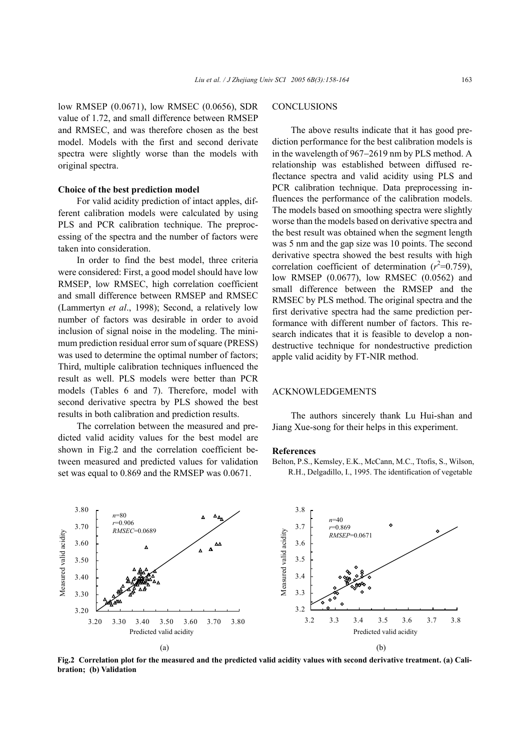low RMSEP (0.0671), low RMSEC (0.0656), SDR value of 1.72, and small difference between RMSEP and RMSEC, and was therefore chosen as the best model. Models with the first and second derivate spectra were slightly worse than the models with original spectra.

### Choice of the best prediction model

For valid acidity prediction of intact apples, different calibration models were calculated by using PLS and PCR calibration technique. The preprocessing of the spectra and the number of factors were taken into consideration.

In order to find the best model, three criteria were considered: First, a good model should have low RMSEP, low RMSEC, high correlation coefficient and small difference between RMSEP and RMSEC (Lammertyn *et al*., 1998); Second, a relatively low number of factors was desirable in order to avoid inclusion of signal noise in the modeling. The minimum prediction residual error sum of square (PRESS) was used to determine the optimal number of factors; Third, multiple calibration techniques influenced the result as well. PLS models were better than PCR models (Tables 6 and 7). Therefore, model with second derivative spectra by PLS showed the best results in both calibration and prediction results.

The correlation between the measured and predicted valid acidity values for the best model are shown in Fig.2 and the correlation coefficient between measured and predicted values for validation set was equal to 0.869 and the RMSEP was 0.0671.

## CONCLUSIONS

The above results indicate that it has good prediction performance for the best calibration models is in the wavelength of 967–2619 nm by PLS method. A relationship was established between diffused reflectance spectra and valid acidity using PLS and PCR calibration technique. Data preprocessing influences the performance of the calibration models. The models based on smoothing spectra were slightly worse than the models based on derivative spectra and the best result was obtained when the segment length was 5 nm and the gap size was 10 points. The second derivative spectra showed the best results with high correlation coefficient of determination ($r^2$=0.759), low RMSEP (0.0677), low RMSEC (0.0562) and small difference between the RMSEP and the RMSEC by PLS method. The original spectra and the first derivative spectra had the same prediction performance with different number of factors. This research indicates that it is feasible to develop a nondestructive technique for nondestructive prediction apple valid acidity by FT-NIR method.

## ACKNOWLEDGEMENTS

The authors sincerely thank Lu Hui-shan and Jiang Xue-song for their helps in this experiment.

### References

Belton, P.S., Kemsley, E.K., McCann, M.C., Ttofis, S., Wilson, R.H., Delgadillo, I., 1995. The identification of vegetable

**Fig.2 Correlation plot for the measured and the predicted valid acidity values with second derivative treatment. (a) Calibration; (b) Validation**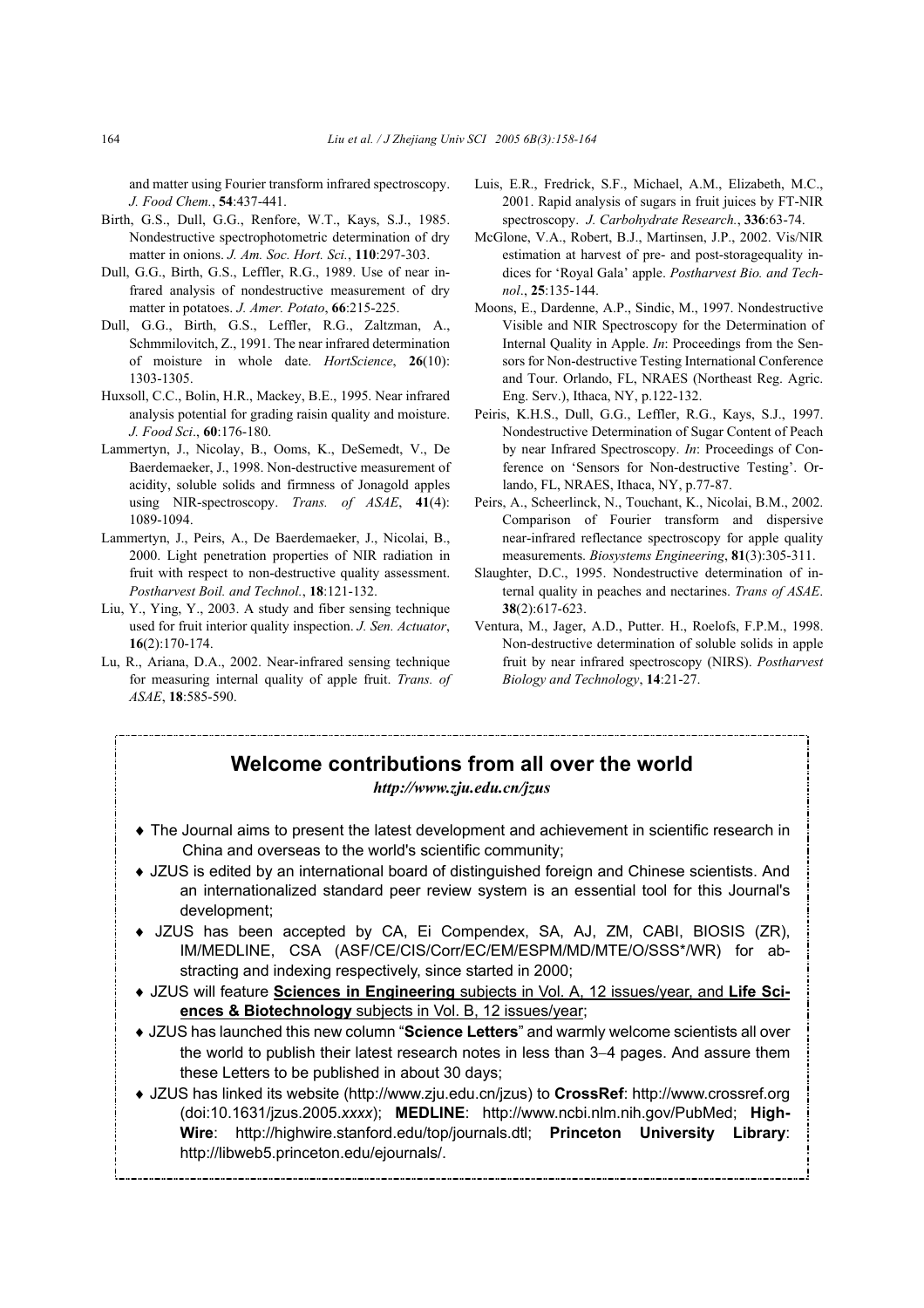and matter using Fourier transform infrared spectroscopy. *J. Food Chem.*, **54**:437-441.

Birth, G.S., Dull, G.G., Renfore, W.T., Kays, S.J., 1985. Nondestructive spectrophotometric determination of dry matter in onions. *J. Am. Soc. Hort. Sci.*, **110**:297-303.

Dull, G.G., Birth, G.S., Leffler, R.G., 1989. Use of near infrared analysis of nondestructive measurement of dry matter in potatoes. *J. Amer. Potato*, **66**:215-225.

Dull, G.G., Birth, G.S., Leffler, R.G., Zaltzman, A., Schmmilovitch, Z., 1991. The near infrared determination of moisture in whole date. *HortScience*, **26**(10): 1303-1305.

Huxsoll, C.C., Bolin, H.R., Mackey, B.E., 1995. Near infrared analysis potential for grading raisin quality and moisture. *J. Food Sci*., **60**:176-180.

Lammertyn, J., Nicolay, B., Ooms, K., DeSemedt, V., De Baerdemaeker, J., 1998. Non-destructive measurement of acidity, soluble solids and firmness of Jonagold apples using NIR-spectroscopy. *Trans. of ASAE*, **41**(4): 1089-1094.

Lammertyn, J., Peirs, A., De Baerdemaeker, J., Nicolai, B., 2000. Light penetration properties of NIR radiation in fruit with respect to non-destructive quality assessment. *Postharvest Boil. and Technol.*, **18**:121-132.

Liu, Y., Ying, Y., 2003. A study and fiber sensing technique used for fruit interior quality inspection. *J. Sen. Actuator*, **16**(2):170-174.

Lu, R., Ariana, D.A., 2002. Near-infrared sensing technique for measuring internal quality of apple fruit. *Trans. of ASAE*, **18**:585-590.

Luis, E.R., Fredrick, S.F., Michael, A.M., Elizabeth, M.C., 2001. Rapid analysis of sugars in fruit juices by FT-NIR spectroscopy. *J. Carbohydrate Research.*, **336**:63-74.

McGlone, V.A., Robert, B.J., Martinsen, J.P., 2002. Vis/NIR estimation at harvest of pre- and post-storagequality indices for 'Royal Gala' apple. *Postharvest Bio. and Technol*., **25**:135-144.

Moons, E., Dardenne, A.P., Sindic, M., 1997. Nondestructive Visible and NIR Spectroscopy for the Determination of Internal Quality in Apple. *In*: Proceedings from the Sensors for Non-destructive Testing International Conference and Tour. Orlando, FL, NRAES (Northeast Reg. Agric. Eng. Serv.), Ithaca, NY, p.122-132.

Peiris, K.H.S., Dull, G.G., Leffler, R.G., Kays, S.J., 1997. Nondestructive Determination of Sugar Content of Peach by near Infrared Spectroscopy. *In*: Proceedings of Conference on 'Sensors for Non-destructive Testing'. Orlando, FL, NRAES, Ithaca, NY, p.77-87.

Peirs, A., Scheerlinck, N., Touchant, K., Nicolai, B.M., 2002. Comparison of Fourier transform and dispersive near-infrared reflectance spectroscopy for apple quality measurements. *Biosystems Engineering*, **81**(3):305-311.

Slaughter, D.C., 1995. Nondestructive determination of internal quality in peaches and nectarines. *Trans of ASAE*. **38**(2):617-623.

Ventura, M., Jager, A.D., Putter. H., Roelofs, F.P.M., 1998. Non-destructive determination of soluble solids in apple fruit by near infrared spectroscopy (NIRS). *Postharvest Biology and Technology*, **14**:21-27.

## Welcome contributions from all over the world

***http://www.zju.edu.cn/jzus***

- The Journal aims to present the latest development and achievement in scientific research in China and overseas to the world's scientific community;
- JZUS is edited by an international board of distinguished foreign and Chinese scientists. And an internationalized standard peer review system is an essential tool for this Journal's development;
- JZUS has been accepted by CA, Ei Compendex, SA, AJ, ZM, CABI, BIOSIS (ZR), IM/MEDLINE, CSA (ASF/CE/CIS/Corr/EC/EM/ESPM/MD/MTE/O/SSS*/WR) for abstracting and indexing respectively, since started in 2000;
- JZUS will feature **Sciences in Engineering** subjects in Vol. A, 12 issues/year, and **Life Sciences & Biotechnology** subjects in Vol. B, 12 issues/year;
- JZUS has launched this new column "**Science Letters**" and warmly welcome scientists all over the world to publish their latest research notes in less than 3–4 pages. And assure them these Letters to be published in about 30 days;
- JZUS has linked its website (http://www.zju.edu.cn/jzus) to **CrossRef**: http://www.crossref.org (doi:10.1631/jzus.2005.*xxxx*); **MEDLINE**: http://www.ncbi.nlm.nih.gov/PubMed; **HighWire**: http://highwire.stanford.edu/top/journals.dtl; **Princeton University Library**: http://libweb5.princeton.edu/ejournals/.